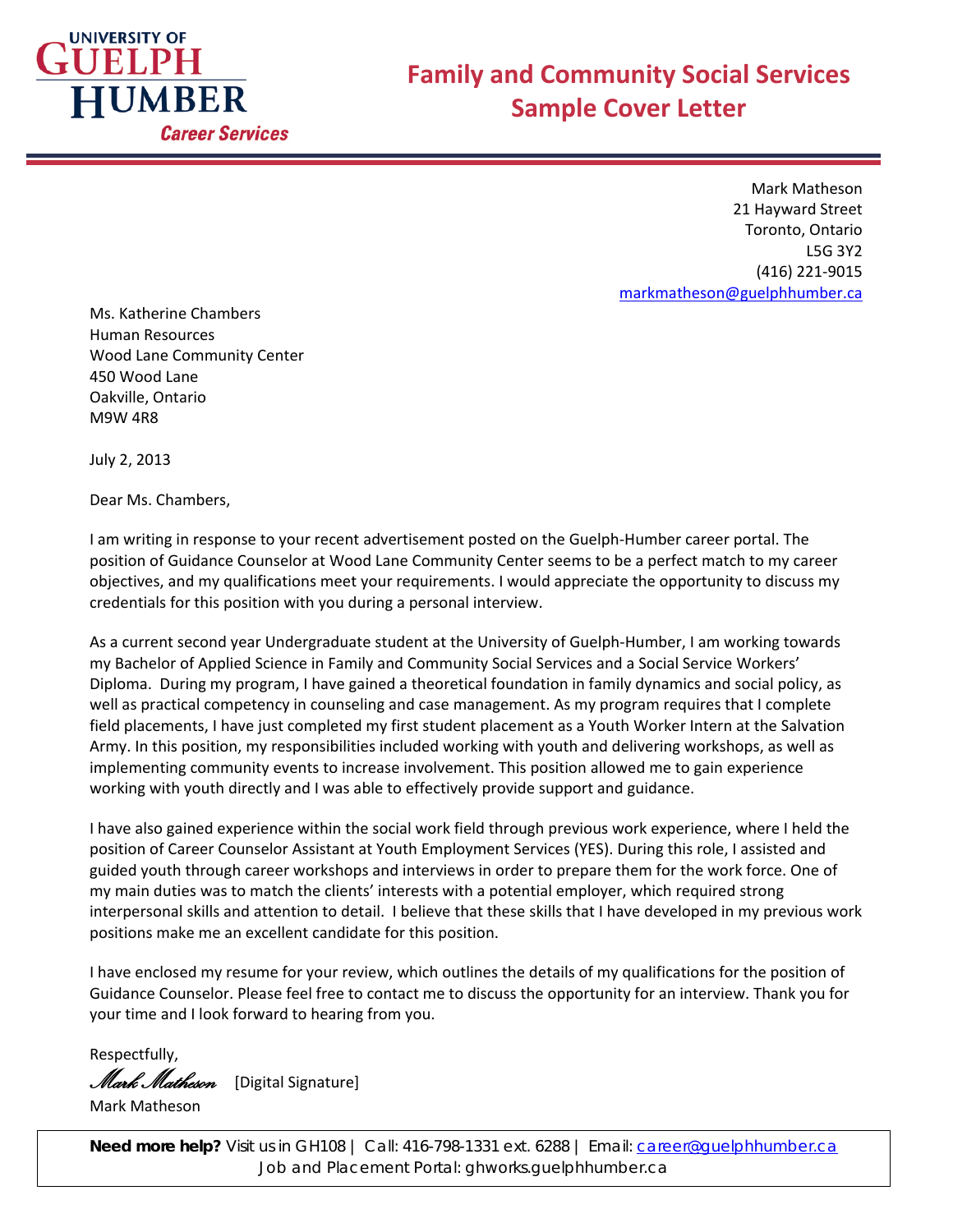UNIVERSITY OF GUELPH HUMBER
Career Services

# Family and Community Social Services Sample Cover Letter

Mark Matheson
21 Hayward Street
Toronto, Ontario
L5G 3Y2
(416) 221-9015
markmatheson@guelphhumber.ca

Ms. Katherine Chambers
Human Resources
Wood Lane Community Center
450 Wood Lane
Oakville, Ontario
M9W 4R8

July 2, 2013

Dear Ms. Chambers,

I am writing in response to your recent advertisement posted on the Guelph-Humber career portal. The position of Guidance Counselor at Wood Lane Community Center seems to be a perfect match to my career objectives, and my qualifications meet your requirements. I would appreciate the opportunity to discuss my credentials for this position with you during a personal interview.

As a current second year Undergraduate student at the University of Guelph-Humber, I am working towards my Bachelor of Applied Science in Family and Community Social Services and a Social Service Workers' Diploma. During my program, I have gained a theoretical foundation in family dynamics and social policy, as well as practical competency in counseling and case management. As my program requires that I complete field placements, I have just completed my first student placement as a Youth Worker Intern at the Salvation Army. In this position, my responsibilities included working with youth and delivering workshops, as well as implementing community events to increase involvement. This position allowed me to gain experience working with youth directly and I was able to effectively provide support and guidance.

I have also gained experience within the social work field through previous work experience, where I held the position of Career Counselor Assistant at Youth Employment Services (YES). During this role, I assisted and guided youth through career workshops and interviews in order to prepare them for the work force. One of my main duties was to match the clients' interests with a potential employer, which required strong interpersonal skills and attention to detail. I believe that these skills that I have developed in my previous work positions make me an excellent candidate for this position.

I have enclosed my resume for your review, which outlines the details of my qualifications for the position of Guidance Counselor. Please feel free to contact me to discuss the opportunity for an interview. Thank you for your time and I look forward to hearing from you.

Respectfully,

*Mark Matheson* [Digital Signature]

Mark Matheson

**Need more help?** Visit us in GH108 | Call: 416-798-1331 ext. 6288 | Email: career@guelphhumber.ca
Job and Placement Portal: ghworks.guelphhumber.ca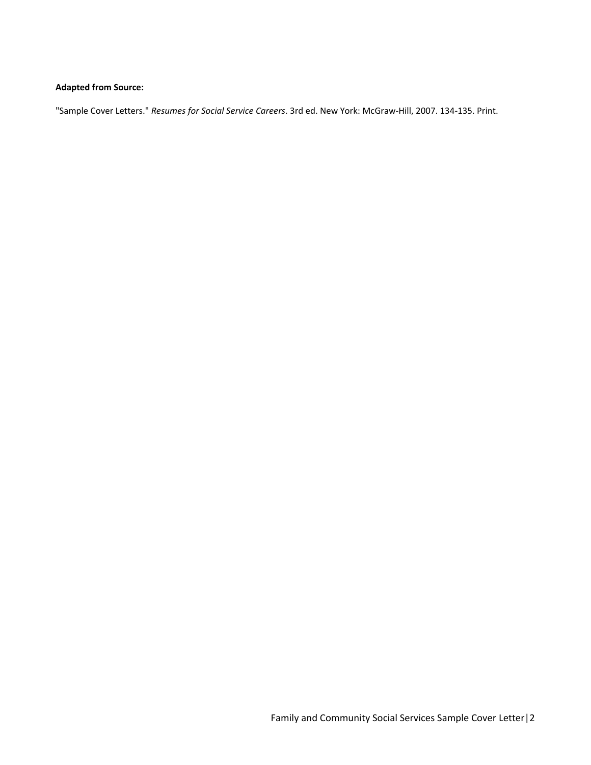**Adapted from Source:**

"Sample Cover Letters." *Resumes for Social Service Careers*. 3rd ed. New York: McGraw-Hill, 2007. 134-135. Print.